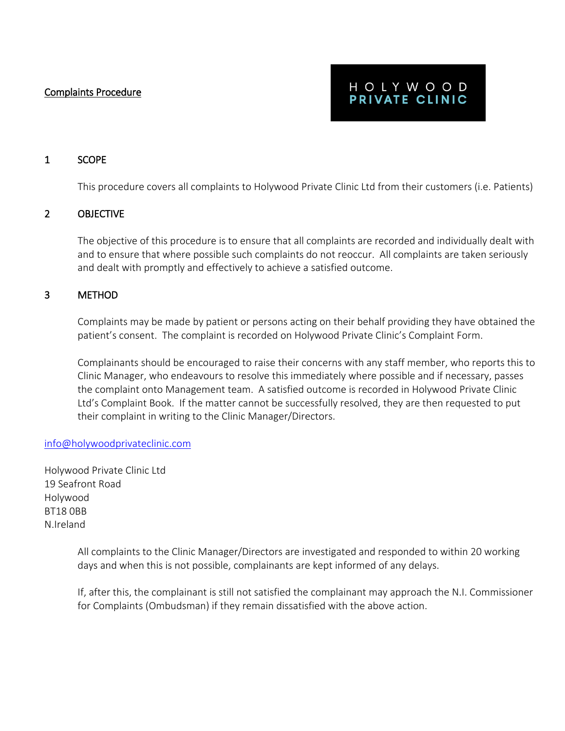# Complaints Procedure

HOLYWOOD
PRIVATE CLINIC

## 1 SCOPE

This procedure covers all complaints to Holywood Private Clinic Ltd from their customers (i.e. Patients)

## 2 OBJECTIVE

The objective of this procedure is to ensure that all complaints are recorded and individually dealt with and to ensure that where possible such complaints do not reoccur. All complaints are taken seriously and dealt with promptly and effectively to achieve a satisfied outcome.

## 3 METHOD

Complaints may be made by patient or persons acting on their behalf providing they have obtained the patient's consent. The complaint is recorded on Holywood Private Clinic's Complaint Form.

Complainants should be encouraged to raise their concerns with any staff member, who reports this to Clinic Manager, who endeavours to resolve this immediately where possible and if necessary, passes the complaint onto Management team. A satisfied outcome is recorded in Holywood Private Clinic Ltd's Complaint Book. If the matter cannot be successfully resolved, they are then requested to put their complaint in writing to the Clinic Manager/Directors.

info@holywoodprivateclinic.com

Holywood Private Clinic Ltd
19 Seafront Road
Holywood
BT18 0BB
N.Ireland

All complaints to the Clinic Manager/Directors are investigated and responded to within 20 working days and when this is not possible, complainants are kept informed of any delays.

If, after this, the complainant is still not satisfied the complainant may approach the N.I. Commissioner for Complaints (Ombudsman) if they remain dissatisfied with the above action.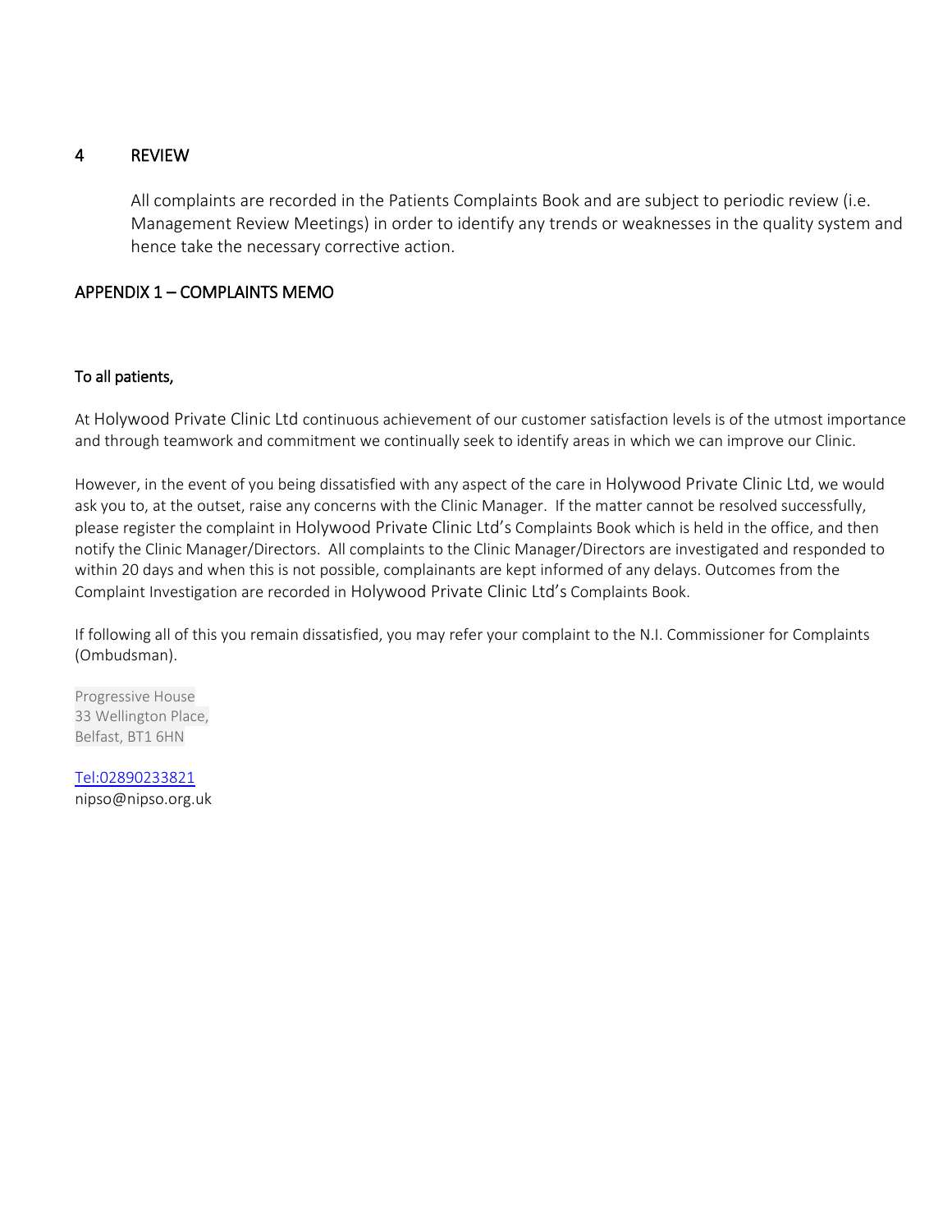## 4 REVIEW

All complaints are recorded in the Patients Complaints Book and are subject to periodic review (i.e. Management Review Meetings) in order to identify any trends or weaknesses in the quality system and hence take the necessary corrective action.

## APPENDIX 1 – COMPLAINTS MEMO

**To all patients,**

At Holywood Private Clinic Ltd continuous achievement of our customer satisfaction levels is of the utmost importance and through teamwork and commitment we continually seek to identify areas in which we can improve our Clinic.

However, in the event of you being dissatisfied with any aspect of the care in Holywood Private Clinic Ltd, we would ask you to, at the outset, raise any concerns with the Clinic Manager. If the matter cannot be resolved successfully, please register the complaint in Holywood Private Clinic Ltd's Complaints Book which is held in the office, and then notify the Clinic Manager/Directors. All complaints to the Clinic Manager/Directors are investigated and responded to within 20 days and when this is not possible, complainants are kept informed of any delays. Outcomes from the Complaint Investigation are recorded in Holywood Private Clinic Ltd's Complaints Book.

If following all of this you remain dissatisfied, you may refer your complaint to the N.I. Commissioner for Complaints (Ombudsman).

Progressive House
33 Wellington Place,
Belfast, BT1 6HN

Tel:02890233821
nipso@nipso.org.uk